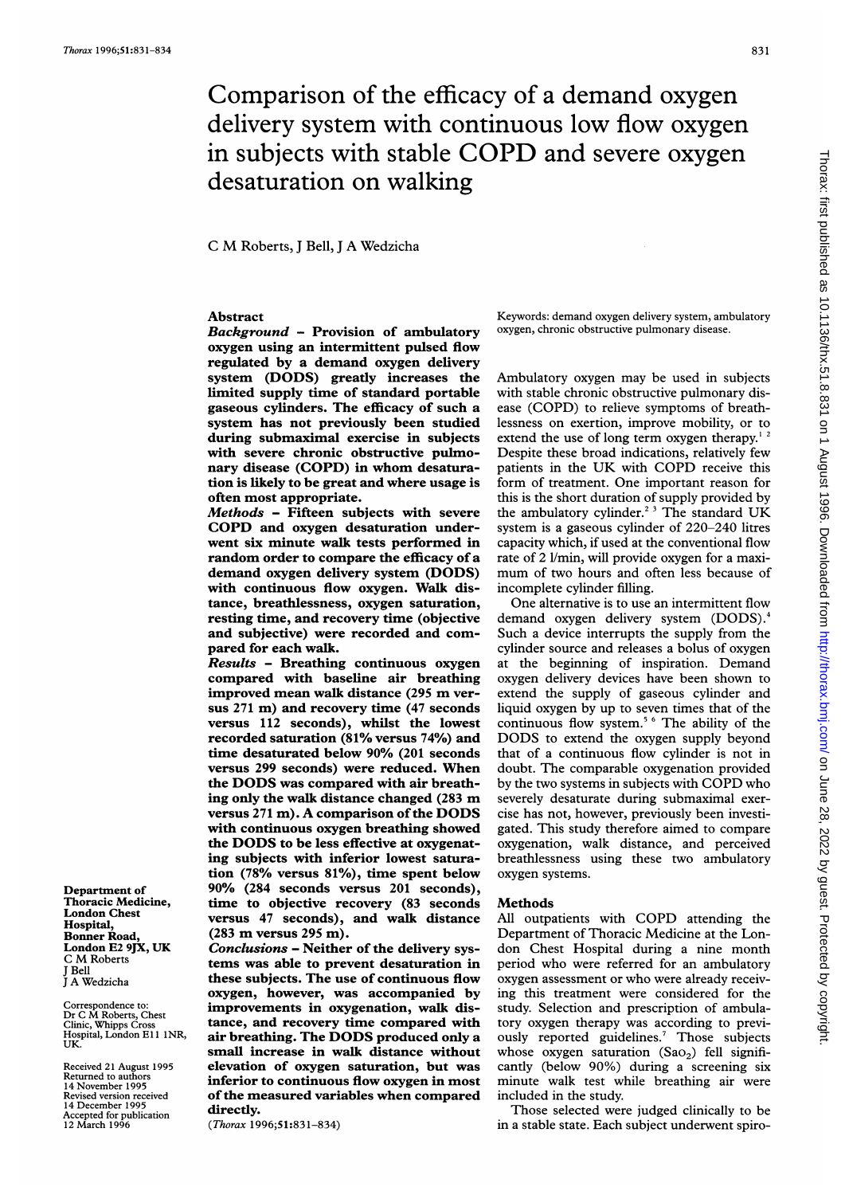# Comparison of the efficacy of a demand oxygen delivery system with continuous low flow oxygen in subjects with stable COPD and severe oxygen desaturation on walking

C M Roberts, J Bell, J A Wedzicha

## Abstract

***Background*** – **Provision of ambulatory oxygen using an intermittent pulsed flow regulated by a demand oxygen delivery system (DODS) greatly increases the limited supply time of standard portable gaseous cylinders. The efficacy of such a system has not previously been studied during submaximal exercise in subjects with severe chronic obstructive pulmonary disease (COPD) in whom desaturation is likely to be great and where usage is often most appropriate.**

***Methods*** – **Fifteen subjects with severe COPD and oxygen desaturation underwent six minute walk tests performed in random order to compare the efficacy of a demand oxygen delivery system (DODS) with continuous flow oxygen. Walk distance, breathlessness, oxygen saturation, resting time, and recovery time (objective and subjective) were recorded and compared for each walk.**

***Results*** – **Breathing continuous oxygen compared with baseline air breathing improved mean walk distance (295 m versus 271 m) and recovery time (47 seconds versus 112 seconds), whilst the lowest recorded saturation (81% versus 74%) and time desaturated below 90% (201 seconds versus 299 seconds) were reduced. When the DODS was compared with air breathing only the walk distance changed (283 m versus 271 m). A comparison of the DODS with continuous oxygen breathing showed the DODS to be less effective at oxygenating subjects with inferior lowest saturation (78% versus 81%), time spent below 90% (284 seconds versus 201 seconds), time to objective recovery (83 seconds versus 47 seconds), and walk distance (283 m versus 295 m).**

***Conclusions*** – **Neither of the delivery systems was able to prevent desaturation in these subjects. The use of continuous flow oxygen, however, was accompanied by improvements in oxygenation, walk distance, and recovery time compared with air breathing. The DODS produced only a small increase in walk distance without elevation of oxygen saturation, but was inferior to continuous flow oxygen in most of the measured variables when compared directly.**

(*Thorax* 1996;**51**:831–834)

Keywords: demand oxygen delivery system, ambulatory oxygen, chronic obstructive pulmonary disease.

Department of Thoracic Medicine, London Chest Hospital, Bonner Road, London E2 9JX, UK
C M Roberts
J Bell
J A Wedzicha

Correspondence to: Dr C M Roberts, Chest Clinic, Whipps Cross Hospital, London E11 1NR, UK.

Received 21 August 1995
Returned to authors 14 November 1995
Revised version received 14 December 1995
Accepted for publication 12 March 1996

Ambulatory oxygen may be used in subjects with stable chronic obstructive pulmonary disease (COPD) to relieve symptoms of breathlessness on exertion, improve mobility, or to extend the use of long term oxygen therapy.[1,2] Despite these broad indications, relatively few patients in the UK with COPD receive this form of treatment. One important reason for this is the short duration of supply provided by the ambulatory cylinder.[2,3] The standard UK system is a gaseous cylinder of 220–240 litres capacity which, if used at the conventional flow rate of 2 l/min, will provide oxygen for a maximum of two hours and often less because of incomplete cylinder filling.

One alternative is to use an intermittent flow demand oxygen delivery system (DODS).[4] Such a device interrupts the supply from the cylinder source and releases a bolus of oxygen at the beginning of inspiration. Demand oxygen delivery devices have been shown to extend the supply of gaseous cylinder and liquid oxygen by up to seven times that of the continuous flow system.[5,6] The ability of the DODS to extend the oxygen supply beyond that of a continuous flow cylinder is not in doubt. The comparable oxygenation provided by the two systems in subjects with COPD who severely desaturate during submaximal exercise has not, however, previously been investigated. This study therefore aimed to compare oxygenation, walk distance, and perceived breathlessness using these two ambulatory oxygen systems.

## Methods

All outpatients with COPD attending the Department of Thoracic Medicine at the London Chest Hospital during a nine month period who were referred for an ambulatory oxygen assessment or who were already receiving this treatment were considered for the study. Selection and prescription of ambulatory oxygen therapy was according to previously reported guidelines.[7] Those subjects whose oxygen saturation ($Sa_{O_2}$) fell significantly (below 90%) during a screening six minute walk test while breathing air were included in the study.

Those selected were judged clinically to be in a stable state. Each subject underwent spiro-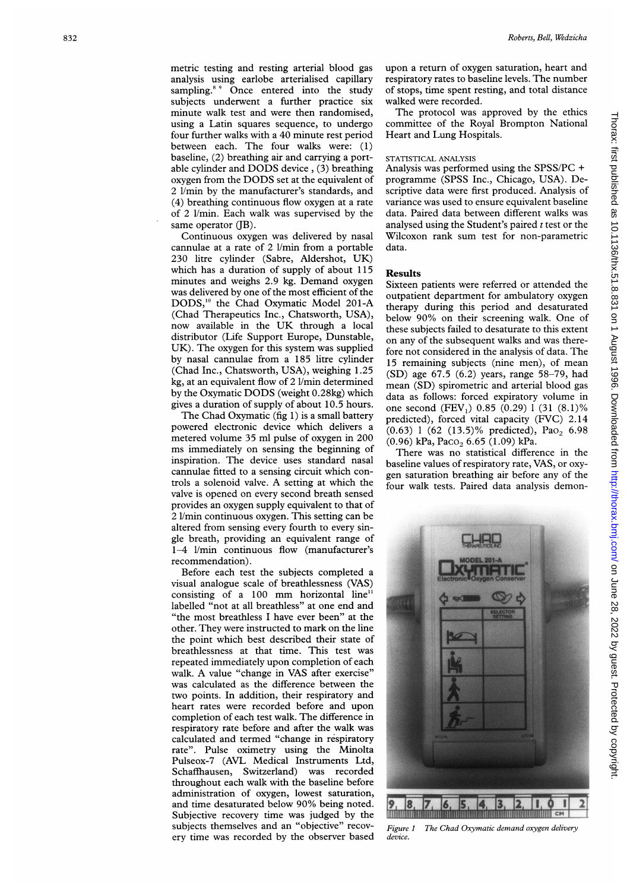metric testing and resting arterial blood gas analysis using earlobe arterialised capillary sampling.[8 9] Once entered into the study subjects underwent a further practice six minute walk test and were then randomised, using a Latin squares sequence, to undergo four further walks with a 40 minute rest period between each. The four walks were: (1) baseline, (2) breathing air and carrying a portable cylinder and DODS device, (3) breathing oxygen from the DODS set at the equivalent of 2 l/min by the manufacturer's standards, and (4) breathing continuous flow oxygen at a rate of 2 l/min. Each walk was supervised by the same operator (JB).

Continuous oxygen was delivered by nasal cannulae at a rate of 2 l/min from a portable 230 litre cylinder (Sabre, Aldershot, UK) which has a duration of supply of about 115 minutes and weighs 2.9 kg. Demand oxygen was delivered by one of the most efficient of the DODS,[10] the Chad Oxymatic Model 201-A (Chad Therapeutics Inc., Chatsworth, USA), now available in the UK through a local distributor (Life Support Europe, Dunstable, UK). The oxygen for this system was supplied by nasal cannulae from a 185 litre cylinder (Chad Inc., Chatsworth, USA), weighing 1.25 kg, at an equivalent flow of 2 l/min determined by the Oxymatic DODS (weight 0.28kg) which gives a duration of supply of about 10.5 hours.

The Chad Oxymatic (fig 1) is a small battery powered electronic device which delivers a metered volume 35 ml pulse of oxygen in 200 ms immediately on sensing the beginning of inspiration. The device uses standard nasal cannulae fitted to a sensing circuit which controls a solenoid valve. A setting at which the valve is opened on every second breath sensed provides an oxygen supply equivalent to that of 2 l/min continuous oxygen. This setting can be altered from sensing every fourth to every single breath, providing an equivalent range of 1–4 l/min continuous flow (manufacturer's recommendation).

Before each test the subjects completed a visual analogue scale of breathlessness (VAS) consisting of a 100 mm horizontal line[11] labelled "not at all breathless" at one end and "the most breathless I have ever been" at the other. They were instructed to mark on the line the point which best described their state of breathlessness at that time. This test was repeated immediately upon completion of each walk. A value "change in VAS after exercise" was calculated as the difference between the two points. In addition, their respiratory and heart rates were recorded before and upon completion of each test walk. The difference in respiratory rate before and after the walk was calculated and termed "change in respiratory rate". Pulse oximetry using the Minolta Pulseox-7 (AVL Medical Instruments Ltd, Schaffhausen, Switzerland) was recorded throughout each walk with the baseline before administration of oxygen, lowest saturation, and time desaturated below 90% being noted. Subjective recovery time was judged by the subjects themselves and an "objective" recovery time was recorded by the observer based upon a return of oxygen saturation, heart and respiratory rates to baseline levels. The number of stops, time spent resting, and total distance walked were recorded.

The protocol was approved by the ethics committee of the Royal Brompton National Heart and Lung Hospitals.

#### STATISTICAL ANALYSIS

Analysis was performed using the SPSS/PC + programme (SPSS Inc., Chicago, USA). Descriptive data were first produced. Analysis of variance was used to ensure equivalent baseline data. Paired data between different walks was analysed using the Student's paired *t* test or the Wilcoxon rank sum test for non-parametric data.

## Results

Sixteen patients were referred or attended the outpatient department for ambulatory oxygen therapy during this period and desaturated below 90% on their screening walk. One of these subjects failed to desaturate to this extent on any of the subsequent walks and was therefore not considered in the analysis of data. The 15 remaining subjects (nine men), of mean (SD) age 67.5 (6.2) years, range 58–79, had mean (SD) spirometric and arterial blood gas data as follows: forced expiratory volume in one second ($FEV_1$) 0.85 (0.29) l (31 (8.1)% predicted), forced vital capacity (FVC) 2.14 (0.63) l (62 (13.5)% predicted), $Pa{O_2}$ 6.98 (0.96) kPa, $Pa{CO_2}$ 6.65 (1.09) kPa.

There was no statistical difference in the baseline values of respiratory rate, VAS, or oxygen saturation breathing air before any of the four walk tests. Paired data analysis demon-

*Figure 1 The Chad Oxymatic demand oxygen delivery device.*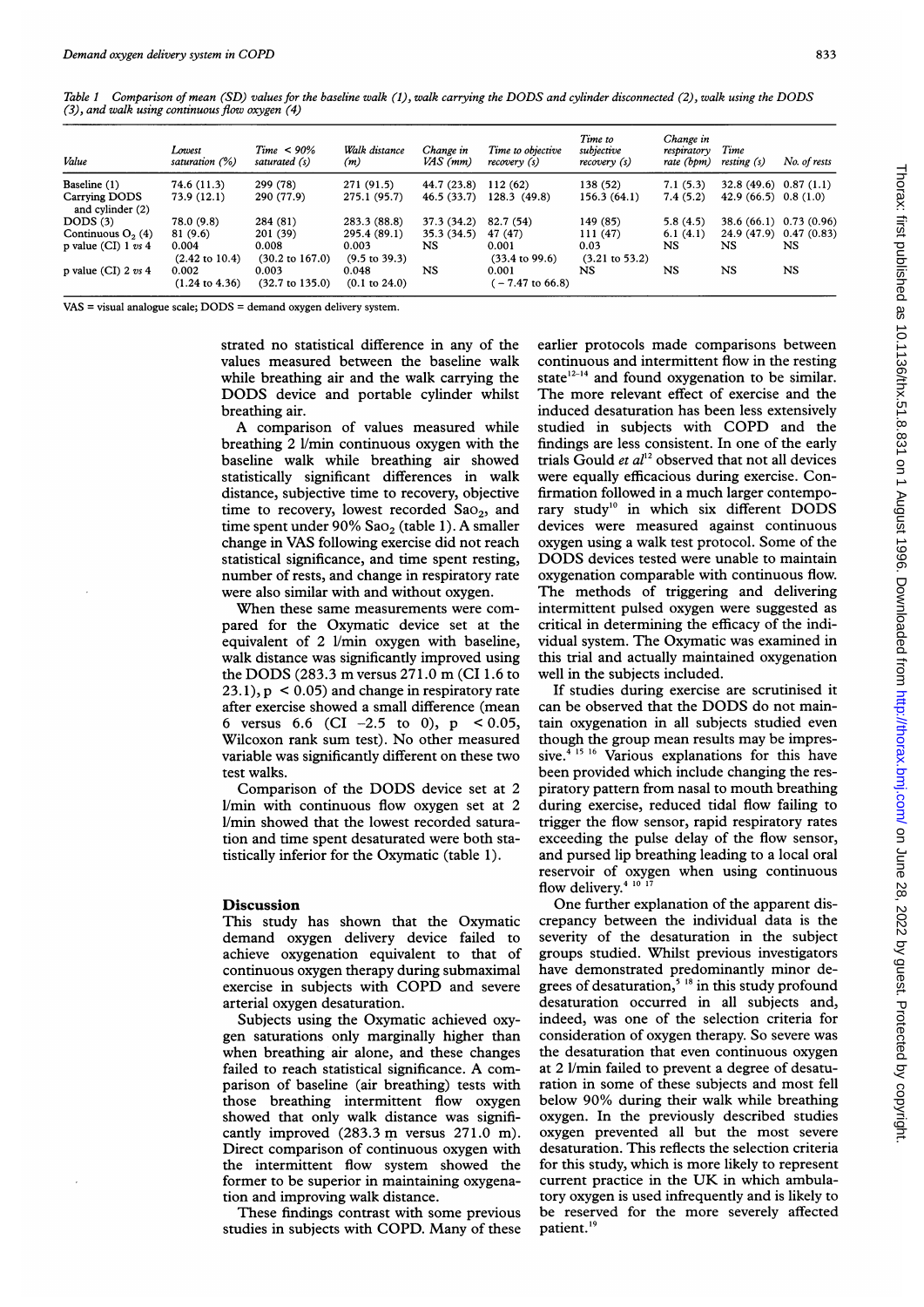Table 1 *Comparison of mean (SD) values for the baseline walk (1), walk carrying the DODS and cylinder disconnected (2), walk using the DODS (3), and walk using continuous flow oxygen (4)*

| Value | Lowest saturation (%) | Time < 90% saturated (s) | Walk distance (m) | Change in VAS (mm) | Time to objective recovery (s) | Time to subjective recovery (s) | Change in respiratory rate (bpm) | Time resting (s) | No. of rests |
|---|---|---|---|---|---|---|---|---|---|
| Baseline (1) | 74.6 (11.3) | 299 (78) | 271 (91.5) | 44.7 (23.8) | 112 (62) | 138 (52) | 7.1 (5.3) | 32.8 (49.6) | 0.87 (1.1) |
| Carrying DODS and cylinder (2) | 73.9 (12.1) | 290 (77.9) | 275.1 (95.7) | 46.5 (33.7) | 128.3 (49.8) | 156.3 (64.1) | 7.4 (5.2) | 42.9 (66.5) | 0.8 (1.0) |
| DODS (3) | 78.0 (9.8) | 284 (81) | 283.3 (88.8) | 37.3 (34.2) | 82.7 (54) | 149 (85) | 5.8 (4.5) | 38.6 (66.1) | 0.73 (0.96) |
| Continuous $O_2$ (4) | 81 (9.6) | 201 (39) | 295.4 (89.1) | 35.3 (34.5) | 47 (47) | 111 (47) | 6.1 (4.1) | 24.9 (47.9) | 0.47 (0.83) |
| p value (CI) 1 *vs* 4 | 0.004 (2.42 to 10.4) | 0.008 (30.2 to 167.0) | 0.003 (9.5 to 39.3) | NS | 0.001 (33.4 to 99.6) | 0.03 (3.21 to 53.2) | NS | NS | NS |
| p value (CI) 2 *vs* 4 | 0.002 (1.24 to 4.36) | 0.003 (32.7 to 135.0) | 0.048 (0.1 to 24.0) | NS | 0.001 (−7.47 to 66.8) | NS | NS | NS | NS |

VAS = visual analogue scale; DODS = demand oxygen delivery system.

strated no statistical difference in any of the values measured between the baseline walk while breathing air and the walk carrying the DODS device and portable cylinder whilst breathing air.

A comparison of values measured while breathing 2 l/min continuous oxygen with the baseline walk while breathing air showed statistically significant differences in walk distance, subjective time to recovery, objective time to recovery, lowest recorded $Sa_{O_2}$, and time spent under 90% $Sa_{O_2}$ (table 1). A smaller change in VAS following exercise did not reach statistical significance, and time spent resting, number of rests, and change in respiratory rate were also similar with and without oxygen.

When these same measurements were compared for the Oxymatic device set at the equivalent of 2 l/min oxygen with baseline, walk distance was significantly improved using the DODS (283.3 m versus 271.0 m (CI 1.6 to 23.1), $p < 0.05$) and change in respiratory rate after exercise showed a small difference (mean 6 versus 6.6 (CI −2.5 to 0), $p < 0.05$, Wilcoxon rank sum test). No other measured variable was significantly different on these two test walks.

Comparison of the DODS device set at 2 l/min with continuous flow oxygen set at 2 l/min showed that the lowest recorded saturation and time spent desaturated were both statistically inferior for the Oxymatic (table 1).

## Discussion

This study has shown that the Oxymatic demand oxygen delivery device failed to achieve oxygenation equivalent to that of continuous oxygen therapy during submaximal exercise in subjects with COPD and severe arterial oxygen desaturation.

Subjects using the Oxymatic achieved oxygen saturations only marginally higher than when breathing air alone, and these changes failed to reach statistical significance. A comparison of baseline (air breathing) tests with those breathing intermittent flow oxygen showed that only walk distance was significantly improved (283.3 m versus 271.0 m). Direct comparison of continuous oxygen with the intermittent flow system showed the former to be superior in maintaining oxygenation and improving walk distance.

These findings contrast with some previous studies in subjects with COPD. Many of these earlier protocols made comparisons between continuous and intermittent flow in the resting state[12–14] and found oxygenation to be similar. The more relevant effect of exercise and the induced desaturation has been less extensively studied in subjects with COPD and the findings are less consistent. In one of the early trials Gould *et al*[12] observed that not all devices were equally efficacious during exercise. Confirmation followed in a much larger contemporary study[10] in which six different DODS devices were measured against continuous oxygen using a walk test protocol. Some of the DODS devices tested were unable to maintain oxygenation comparable with continuous flow. The methods of triggering and delivering intermittent pulsed oxygen were suggested as critical in determining the efficacy of the individual system. The Oxymatic was examined in this trial and actually maintained oxygenation well in the subjects included.

If studies during exercise are scrutinised it can be observed that the DODS do not maintain oxygenation in all subjects studied even though the group mean results may be impressive.[4 15 16] Various explanations for this have been provided which include changing the respiratory pattern from nasal to mouth breathing during exercise, reduced tidal flow failing to trigger the flow sensor, rapid respiratory rates exceeding the pulse delay of the flow sensor, and pursed lip breathing leading to a local oral reservoir of oxygen when using continuous flow delivery.[4 10 17]

One further explanation of the apparent discrepancy between the individual data is the severity of the desaturation in the subject groups studied. Whilst previous investigators have demonstrated predominantly minor degrees of desaturation,[5 18] in this study profound desaturation occurred in all subjects and, indeed, was one of the selection criteria for consideration of oxygen therapy. So severe was the desaturation that even continuous oxygen at 2 l/min failed to prevent a degree of desaturation in some of these subjects and most fell below 90% during their walk while breathing oxygen. In the previously described studies oxygen prevented all but the most severe desaturation. This reflects the selection criteria for this study, which is more likely to represent current practice in the UK in which ambulatory oxygen is used infrequently and is likely to be reserved for the more severely affected patient.[19]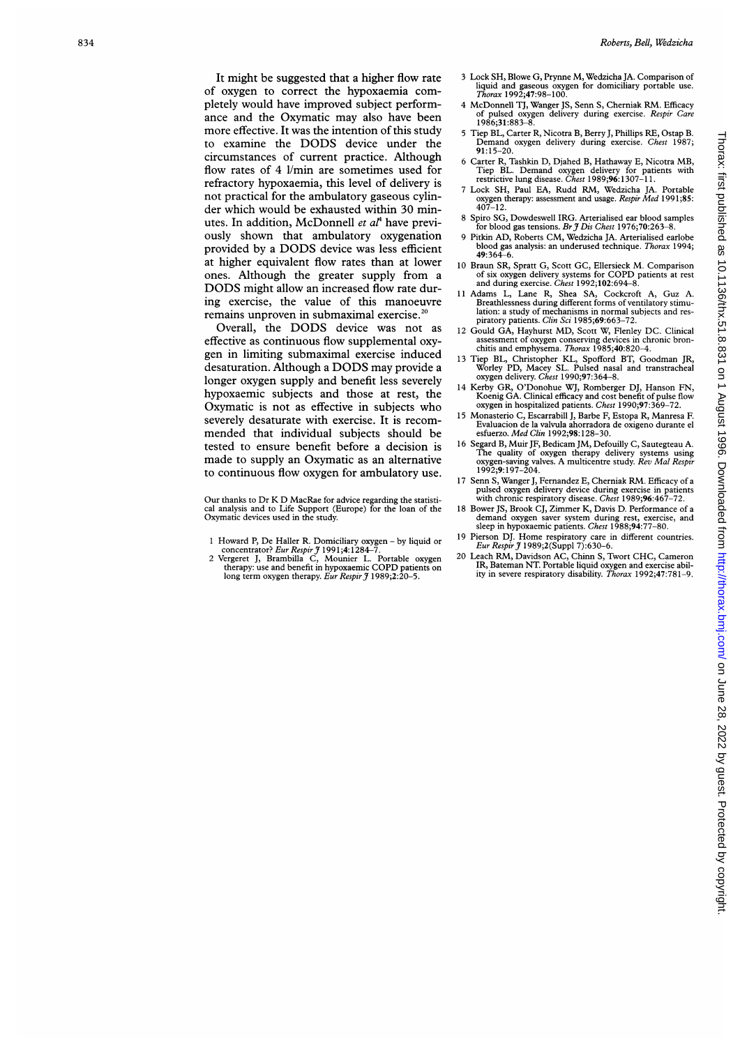It might be suggested that a higher flow rate of oxygen to correct the hypoxaemia completely would have improved subject performance and the Oxymatic may also have been more effective. It was the intention of this study to examine the DODS device under the circumstances of current practice. Although flow rates of 4 l/min are sometimes used for refractory hypoxaemia, this level of delivery is not practical for the ambulatory gaseous cylinder which would be exhausted within 30 minutes. In addition, McDonnell *et al*[4] have previously shown that ambulatory oxygenation provided by a DODS device was less efficient at higher equivalent flow rates than at lower ones. Although the greater supply from a DODS might allow an increased flow rate during exercise, the value of this manoeuvre remains unproven in submaximal exercise.[20]

Overall, the DODS device was not as effective as continuous flow supplemental oxygen in limiting submaximal exercise induced desaturation. Although a DODS may provide a longer oxygen supply and benefit less severely hypoxaemic subjects and those at rest, the Oxymatic is not as effective in subjects who severely desaturate with exercise. It is recommended that individual subjects should be tested to ensure benefit before a decision is made to supply an Oxymatic as an alternative to continuous flow oxygen for ambulatory use.

Our thanks to Dr K D MacRae for advice regarding the statistical analysis and to Life Support (Europe) for the loan of the Oxymatic devices used in the study.

1. Howard P, De Haller R. Domiciliary oxygen – by liquid or concentrator? *Eur Respir J* 1991;**4**:1284–7.
2. Vergeret J, Brambilla C, Mounier L. Portable oxygen therapy: use and benefit in hypoxaemic COPD patients on long term oxygen therapy. *Eur Respir J* 1989;**2**:20–5.
3. Lock SH, Blowe G, Prynne M, Wedzicha JA. Comparison of liquid and gaseous oxygen for domiciliary portable use. *Thorax* 1992;**47**:98–100.
4. McDonnell TJ, Wanger JS, Senn S, Cherniak RM. Efficacy of pulsed oxygen delivery during exercise. *Respir Care* 1986;**31**:883–8.
5. Tiep BL, Carter R, Nicotra B, Berry J, Phillips RE, Ostap B. Demand oxygen delivery during exercise. *Chest* 1987; **91**:15–20.
6. Carter R, Tashkin D, Djahed B, Hathaway E, Nicotra MB, Tiep BL. Demand oxygen delivery for patients with restrictive lung disease. *Chest* 1989;**96**:1307–11.
7. Lock SH, Paul EA, Rudd RM, Wedzicha JA. Portable oxygen therapy: assessment and usage. *Respir Med* 1991;**85**: 407–12.
8. Spiro SG, Dowdeswell IRG. Arterialised ear blood samples for blood gas tensions. *Br J Dis Chest* 1976;**70**:263–8.
9. Pitkin AD, Roberts CM, Wedzicha JA. Arterialised earlobe blood gas analysis: an underused technique. *Thorax* 1994; **49**:364–6.
10. Braun SR, Spratt G, Scott GC, Ellersieck M. Comparison of six oxygen delivery systems for COPD patients at rest and during exercise. *Chest* 1992;**102**:694–8.
11. Adams L, Lane R, Shea SA, Cockcroft A, Guz A. Breathlessness during different forms of ventilatory stimulation: a study of mechanisms in normal subjects and respiratory patients. *Clin Sci* 1985;**69**:663–72.
12. Gould GA, Hayhurst MD, Scott W, Flenley DC. Clinical assessment of oxygen conserving devices in chronic bronchitis and emphysema. *Thorax* 1985;**40**:820–4.
13. Tiep BL, Christopher KL, Spofford BT, Goodman JR, Worley PD, Macey SL. Pulsed nasal and transtracheal oxygen delivery. *Chest* 1990;**97**:364–8.
14. Kerby GR, O'Donohue WJ, Romberger DJ, Hanson FN, Koenig GA. Clinical efficacy and cost benefit of pulse flow oxygen in hospitalized patients. *Chest* 1990;**97**:369–72.
15. Monasterio C, Escarrabill J, Barbe F, Estopa R, Manresa F. Evaluacion de la valvula ahorradora de oxigeno durante el esfuerzo. *Med Clin* 1992;**98**:128–30.
16. Segard B, Muir JF, Bedicam JM, Defouilly C, Sautegteau A. The quality of oxygen therapy delivery systems using oxygen-saving valves. A multicentre study. *Rev Mal Respir* 1992;**9**:197–204.
17. Senn S, Wanger J, Fernandez E, Cherniak RM. Efficacy of a pulsed oxygen delivery device during exercise in patients with chronic respiratory disease. *Chest* 1989;**96**:467–72.
18. Bower JS, Brook CJ, Zimmer K, Davis D. Performance of a demand oxygen saver system during rest, exercise, and sleep in hypoxaemic patients. *Chest* 1988;**94**:77–80.
19. Pierson DJ. Home respiratory care in different countries. *Eur Respir J* 1989;**2**(Suppl 7):630–6.
20. Leach RM, Davidson AC, Chinn S, Twort CHC, Cameron IR, Bateman NT. Portable liquid oxygen and exercise ability in severe respiratory disability. *Thorax* 1992;**47**:781–9.